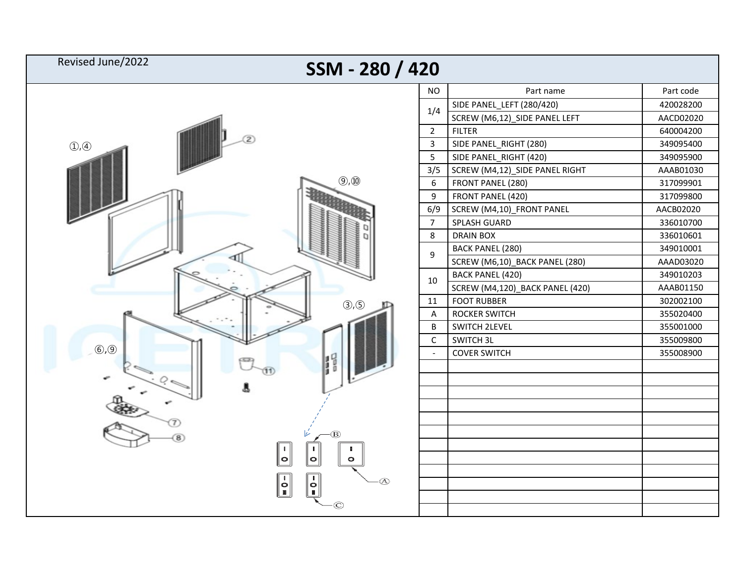Revised June/2022

# SSM - 280 / 420

| NO | Part name | Part code |
|---|---|---|
| 1/4 | SIDE PANEL_LEFT (280/420) | 420028200 |
| | SCREW (M6,12)_SIDE PANEL LEFT | AACD02020 |
| 2 | FILTER | 640004200 |
| 3 | SIDE PANEL_RIGHT (280) | 349095400 |
| 5 | SIDE PANEL_RIGHT (420) | 349095900 |
| 3/5 | SCREW (M4,12)_SIDE PANEL RIGHT | AAAB01030 |
| 6 | FRONT PANEL (280) | 317099901 |
| 9 | FRONT PANEL (420) | 317099800 |
| 6/9 | SCREW (M4,10)_FRONT PANEL | AACB02020 |
| 7 | SPLASH GUARD | 336010700 |
| 8 | DRAIN BOX | 336010601 |
| 9 | BACK PANEL (280) | 349010001 |
| | SCREW (M6,10)_BACK PANEL (280) | AAAD03020 |
| 10 | BACK PANEL (420) | 349010203 |
| | SCREW (M4,120)_BACK PANEL (420) | AAAB01150 |
| 11 | FOOT RUBBER | 302002100 |
| A | ROCKER SWITCH | 355020400 |
| B | SWITCH 2LEVEL | 355001000 |
| C | SWITCH 3L | 355009800 |
| - | COVER SWITCH | 355008900 |
| | | |
| | | |
| | | |
| | | |
| | | |
| | | |
| | | |
| | | |
| | | |
| | | |
| | | |
| | | |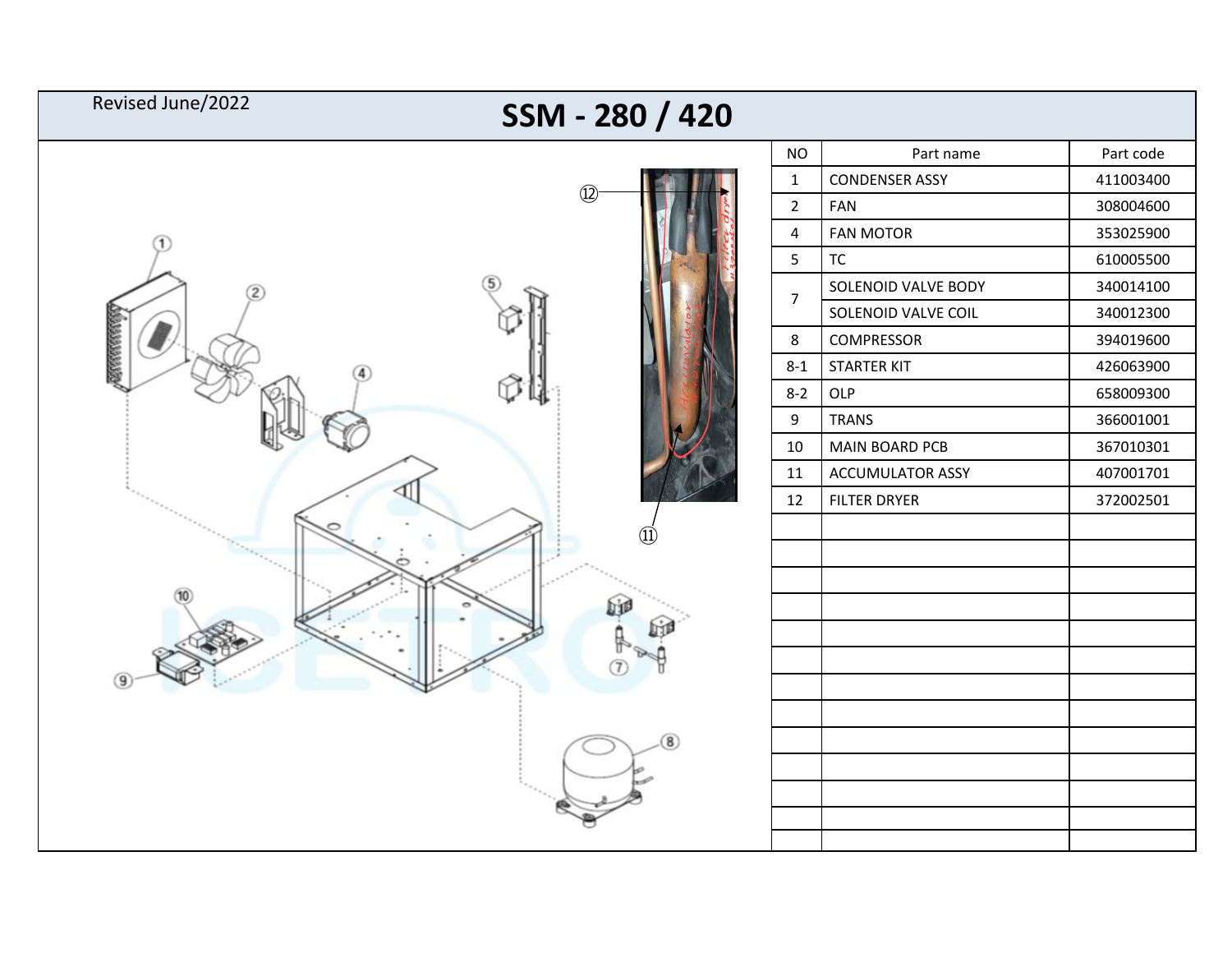Revised June/2022

# SSM - 280 / 420

| NO | Part name | Part code |
|---|---|---|
| 1 | CONDENSER ASSY | 411003400 |
| 2 | FAN | 308004600 |
| 4 | FAN MOTOR | 353025900 |
| 5 | TC | 610005500 |
| 7 | SOLENOID VALVE BODY | 340014100 |
| | SOLENOID VALVE COIL | 340012300 |
| 8 | COMPRESSOR | 394019600 |
| 8-1 | STARTER KIT | 426063900 |
| 8-2 | OLP | 658009300 |
| 9 | TRANS | 366001001 |
| 10 | MAIN BOARD PCB | 367010301 |
| 11 | ACCUMULATOR ASSY | 407001701 |
| 12 | FILTER DRYER | 372002501 |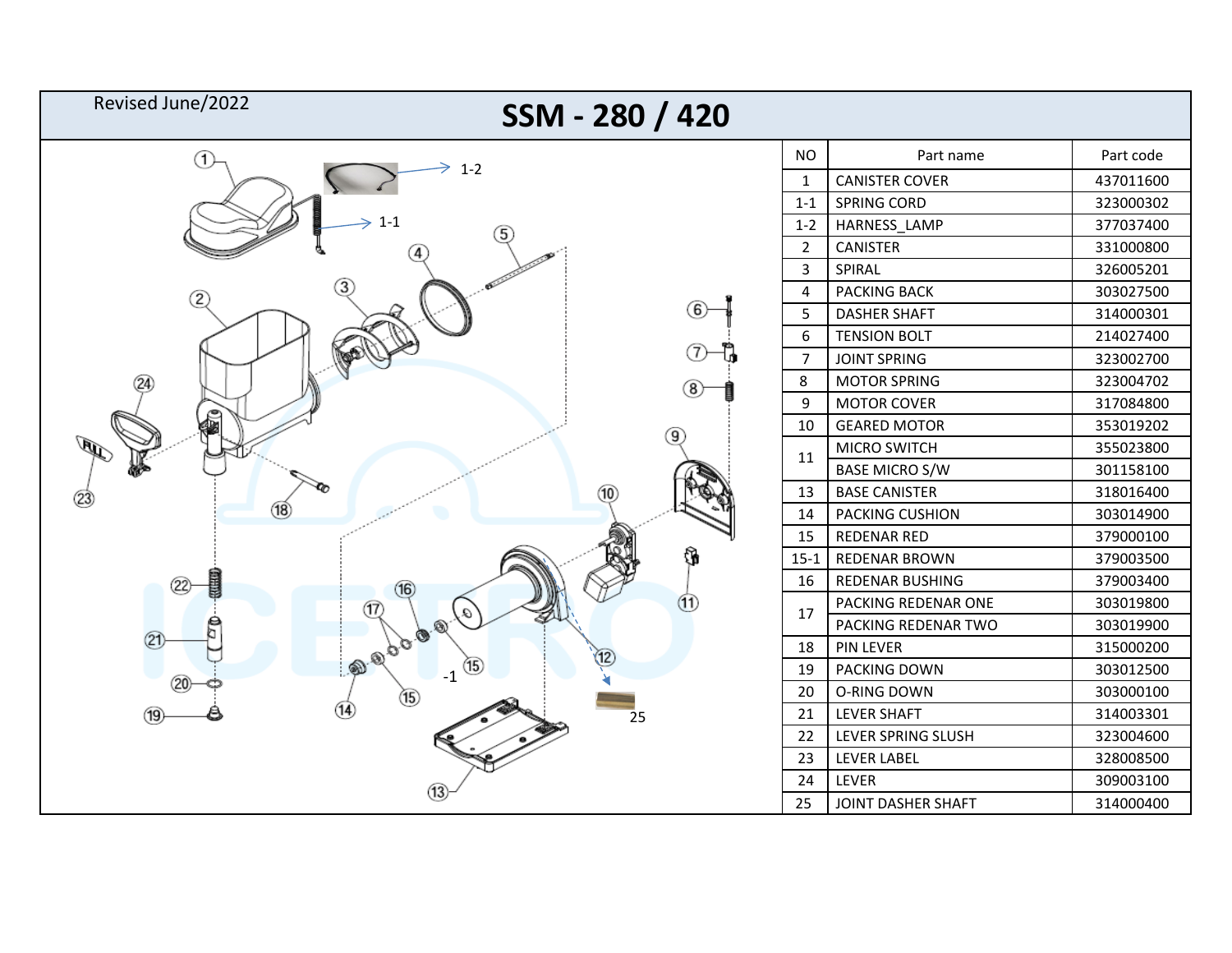Revised June/2022

# SSM - 280 / 420

| NO | Part name | Part code |
|---|---|---|
| 1 | CANISTER COVER | 437011600 |
| 1-1 | SPRING CORD | 323000302 |
| 1-2 | HARNESS_LAMP | 377037400 |
| 2 | CANISTER | 331000800 |
| 3 | SPIRAL | 326005201 |
| 4 | PACKING BACK | 303027500 |
| 5 | DASHER SHAFT | 314000301 |
| 6 | TENSION BOLT | 214027400 |
| 7 | JOINT SPRING | 323002700 |
| 8 | MOTOR SPRING | 323004702 |
| 9 | MOTOR COVER | 317084800 |
| 10 | GEARED MOTOR | 353019202 |
| 11 | MICRO SWITCH | 355023800 |
| | BASE MICRO S/W | 301158100 |
| 13 | BASE CANISTER | 318016400 |
| 14 | PACKING CUSHION | 303014900 |
| 15 | REDENAR RED | 379000100 |
| 15-1 | REDENAR BROWN | 379003500 |
| 16 | REDENAR BUSHING | 379003400 |
| 17 | PACKING REDENAR ONE | 303019800 |
| | PACKING REDENAR TWO | 303019900 |
| 18 | PIN LEVER | 315000200 |
| 19 | PACKING DOWN | 303012500 |
| 20 | O-RING DOWN | 303000100 |
| 21 | LEVER SHAFT | 314003301 |
| 22 | LEVER SPRING SLUSH | 323004600 |
| 23 | LEVER LABEL | 328008500 |
| 24 | LEVER | 309003100 |
| 25 | JOINT DASHER SHAFT | 314000400 |